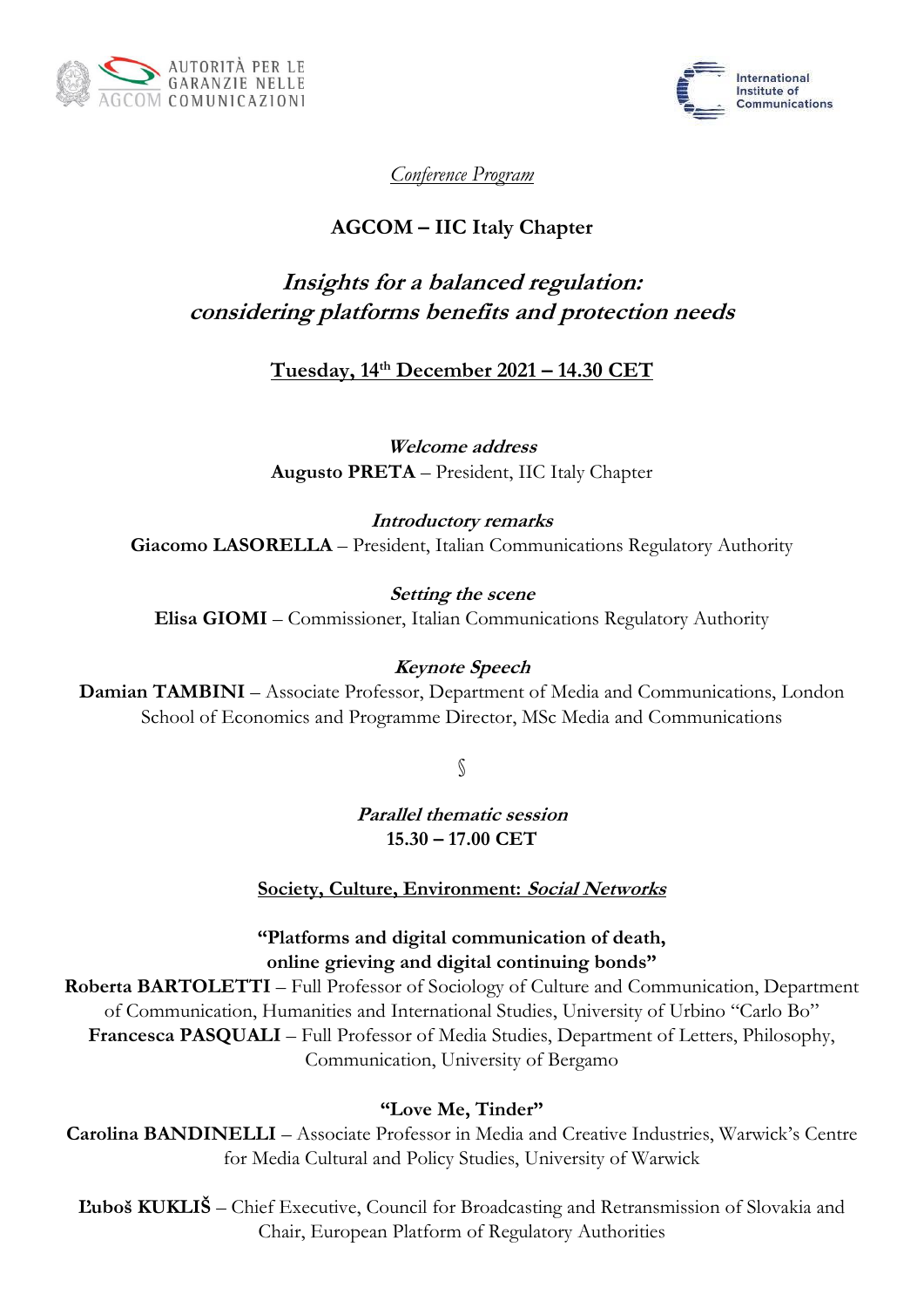AUTORITÀ PER LE GARANZIE NELLE COMUNICAZIONI

International Institute of Communications

*Conference Program*

**AGCOM – IIC Italy Chapter**

# *Insights for a balanced regulation: considering platforms benefits and protection needs*

**Tuesday, 14th December 2021 – 14.30 CET**

***Welcome address***
**Augusto PRETA** – President, IIC Italy Chapter

***Introductory remarks***
**Giacomo LASORELLA** – President, Italian Communications Regulatory Authority

***Setting the scene***
**Elisa GIOMI** – Commissioner, Italian Communications Regulatory Authority

***Keynote Speech***
**Damian TAMBINI** – Associate Professor, Department of Media and Communications, London School of Economics and Programme Director, MSc Media and Communications

§

***Parallel thematic session***
**15.30 – 17.00 CET**

**Society, Culture, Environment: *Social Networks***

**"Platforms and digital communication of death, online grieving and digital continuing bonds"**
**Roberta BARTOLETTI** – Full Professor of Sociology of Culture and Communication, Department of Communication, Humanities and International Studies, University of Urbino "Carlo Bo"
**Francesca PASQUALI** – Full Professor of Media Studies, Department of Letters, Philosophy, Communication, University of Bergamo

**"Love Me, Tinder"**
**Carolina BANDINELLI** – Associate Professor in Media and Creative Industries, Warwick's Centre for Media Cultural and Policy Studies, University of Warwick

**Ľuboš KUKLIŠ** – Chief Executive, Council for Broadcasting and Retransmission of Slovakia and Chair, European Platform of Regulatory Authorities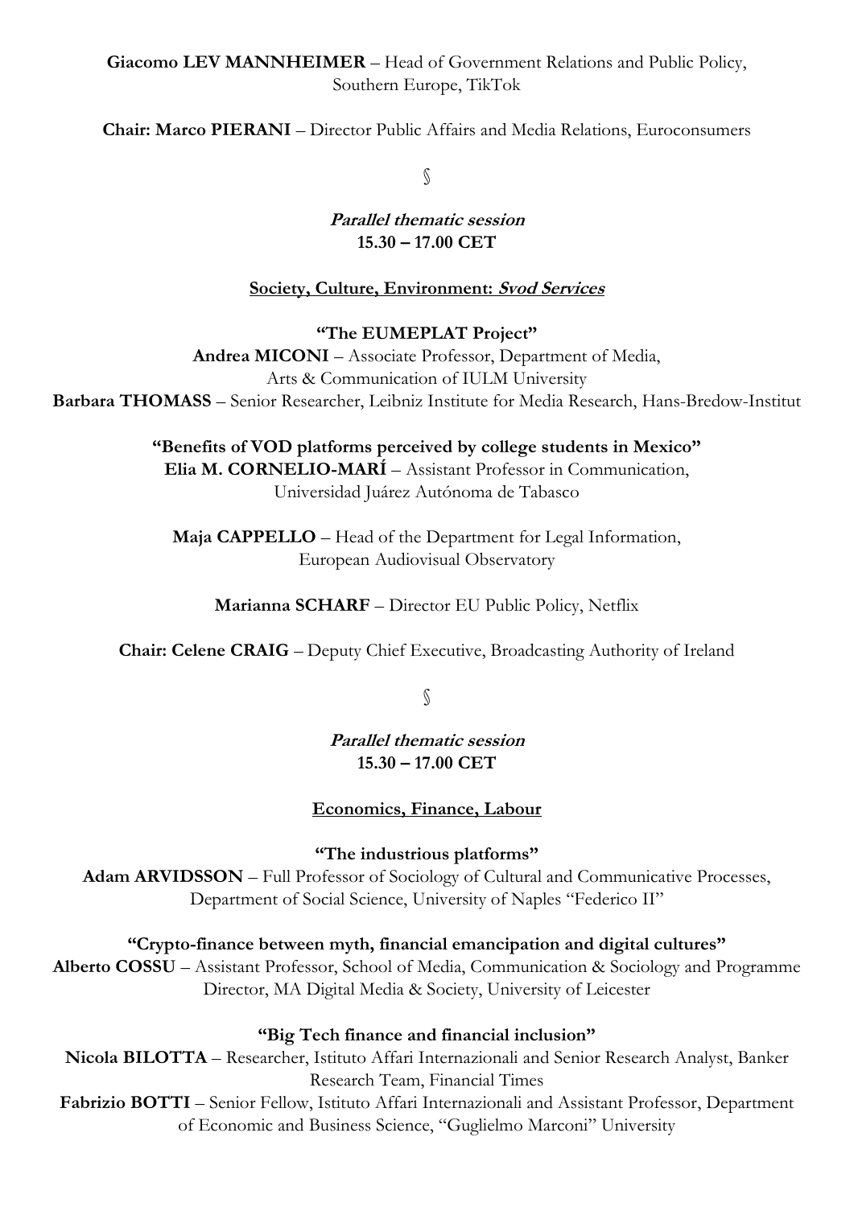**Giacomo LEV MANNHEIMER** – Head of Government Relations and Public Policy, Southern Europe, TikTok

**Chair: Marco PIERANI** – Director Public Affairs and Media Relations, Euroconsumers

§

***Parallel thematic session***
**15.30 – 17.00 CET**

**Society, Culture, Environment: *Svod Services***

**"The EUMEPLAT Project"**
**Andrea MICONI** – Associate Professor, Department of Media, Arts & Communication of IULM University
**Barbara THOMASS** – Senior Researcher, Leibniz Institute for Media Research, Hans-Bredow-Institut

**"Benefits of VOD platforms perceived by college students in Mexico"**
**Elia M. CORNELIO-MARÍ** – Assistant Professor in Communication, Universidad Juárez Autónoma de Tabasco

**Maja CAPPELLO** – Head of the Department for Legal Information, European Audiovisual Observatory

**Marianna SCHARF** – Director EU Public Policy, Netflix

**Chair: Celene CRAIG** – Deputy Chief Executive, Broadcasting Authority of Ireland

§

***Parallel thematic session***
**15.30 – 17.00 CET**

**Economics, Finance, Labour**

**"The industrious platforms"**
**Adam ARVIDSSON** – Full Professor of Sociology of Cultural and Communicative Processes, Department of Social Science, University of Naples "Federico II"

**"Crypto-finance between myth, financial emancipation and digital cultures"**
**Alberto COSSU** – Assistant Professor, School of Media, Communication & Sociology and Programme Director, MA Digital Media & Society, University of Leicester

**"Big Tech finance and financial inclusion"**
**Nicola BILOTTA** – Researcher, Istituto Affari Internazionali and Senior Research Analyst, Banker Research Team, Financial Times
**Fabrizio BOTTI** – Senior Fellow, Istituto Affari Internazionali and Assistant Professor, Department of Economic and Business Science, "Guglielmo Marconi" University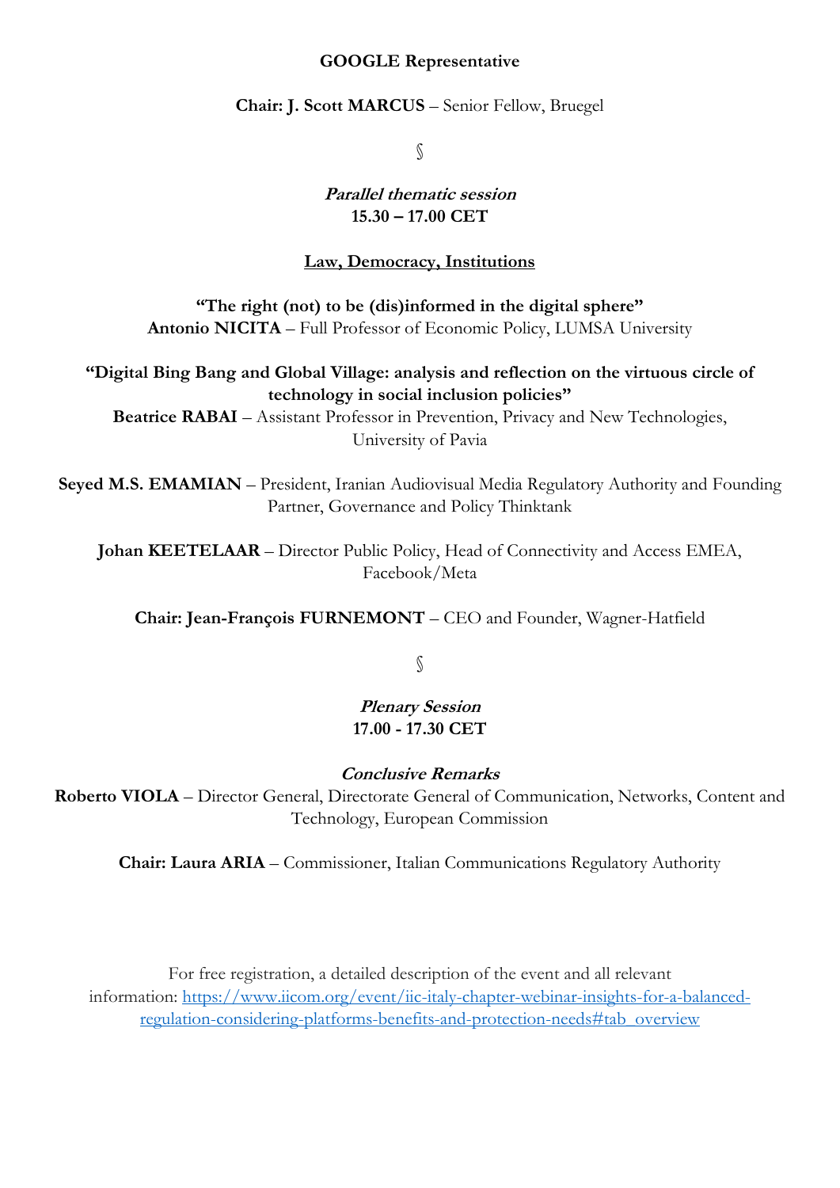**GOOGLE Representative**

**Chair: J. Scott MARCUS** – Senior Fellow, Bruegel

§

***Parallel thematic session***
**15.30 – 17.00 CET**

**Law, Democracy, Institutions**

**"The right (not) to be (dis)informed in the digital sphere"**
**Antonio NICITA** – Full Professor of Economic Policy, LUMSA University

**"Digital Bing Bang and Global Village: analysis and reflection on the virtuous circle of technology in social inclusion policies"**
**Beatrice RABAI** – Assistant Professor in Prevention, Privacy and New Technologies, University of Pavia

**Seyed M.S. EMAMIAN** – President, Iranian Audiovisual Media Regulatory Authority and Founding Partner, Governance and Policy Thinktank

**Johan KEETELAAR** – Director Public Policy, Head of Connectivity and Access EMEA, Facebook/Meta

**Chair: Jean-François FURNEMONT** – CEO and Founder, Wagner-Hatfield

§

***Plenary Session***
**17.00 - 17.30 CET**

***Conclusive Remarks***
**Roberto VIOLA** – Director General, Directorate General of Communication, Networks, Content and Technology, European Commission

**Chair: Laura ARIA** – Commissioner, Italian Communications Regulatory Authority

For free registration, a detailed description of the event and all relevant information: [https://www.iicom.org/event/iic-italy-chapter-webinar-insights-for-a-balanced-regulation-considering-platforms-benefits-and-protection-needs#tab_overview](https://www.iicom.org/event/iic-italy-chapter-webinar-insights-for-a-balanced-regulation-considering-platforms-benefits-and-protection-needs#tab_overview)